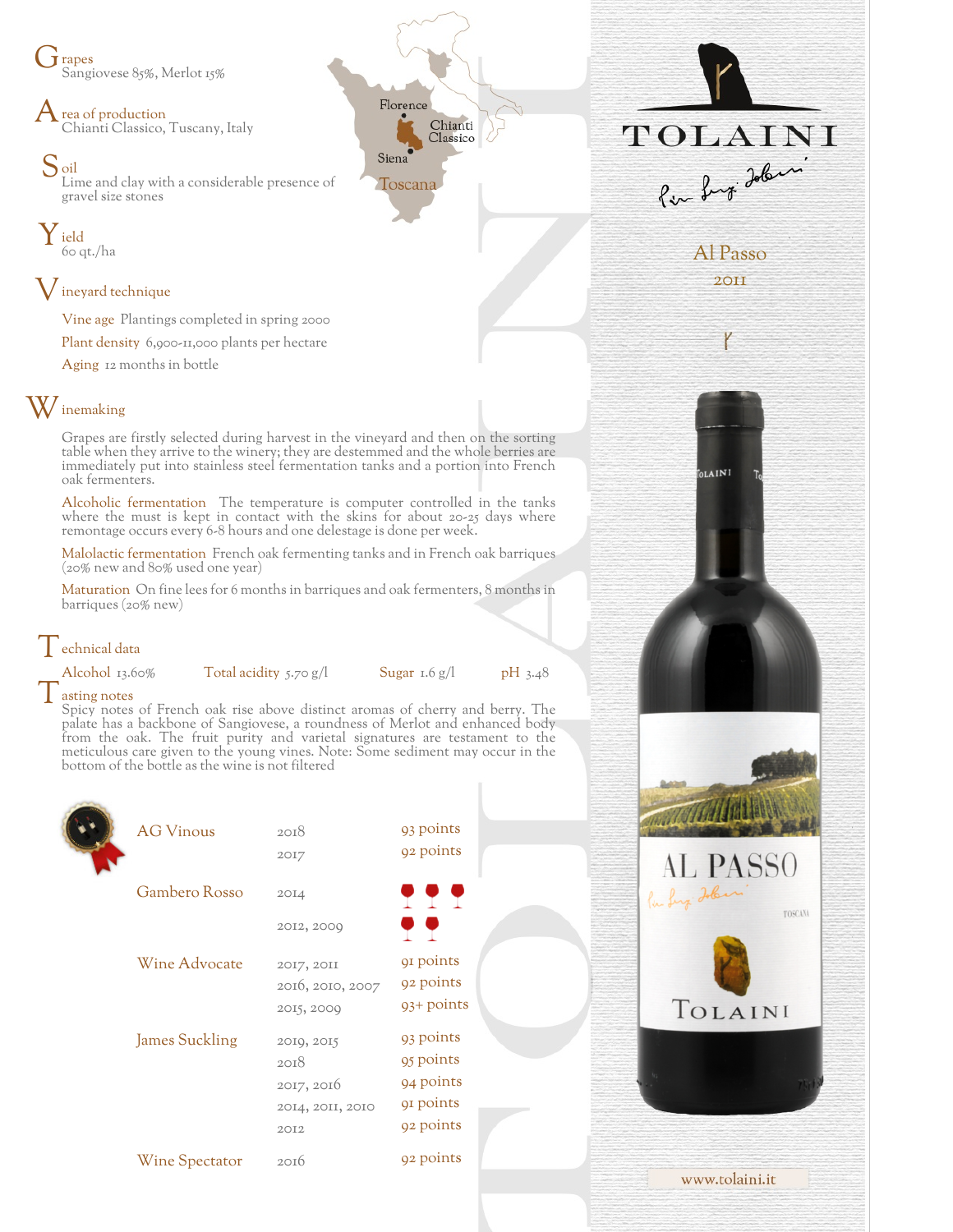# TOLAINI

## Al Passo
2011

## Grapes
Sangiovese 85%, Merlot 15%

## Area of production
Chianti Classico, Tuscany, Italy

## Soil
Lime and clay with a considerable presence of gravel size stones

## Yield
60 qt./ha

## Vineyard technique

**Vine age** Plantings completed in spring 2000

**Plant density** 6,900-11,000 plants per hectare

**Aging** 12 months in bottle

## Winemaking

Grapes are firstly selected during harvest in the vineyard and then on the sorting table when they arrive to the winery; they are destemmed and the whole berries are immediately put into stainless steel fermentation tanks and a portion into French oak fermenters.

**Alcoholic fermentation** The temperature is computer controlled in the tanks where the must is kept in contact with the skins for about 20-25 days where remontage occurs every 6-8 hours and one delestage is done per week.

**Malolactic fermentation** French oak fermenting tanks and in French oak barriques (20% new and 80% used one year)

**Maturation** On fine lees for 6 months in barriques and oak fermenters, 8 months in barriques (20% new)

## Technical data

**Alcohol** 13.60% **Total acidity** 5.70 g/l **Sugar** 1.6 g/l **pH** 3.48

## Tasting notes
Spicy notes of French oak rise above distinct aromas of cherry and berry. The palate has a backbone of Sangiovese, a roundness of Merlot and enhanced body from the oak. The fruit purity and varietal signatures are testament to the meticulous care given to the young vines. Note: Some sediment may occur in the bottom of the bottle as the wine is not filtered

| Publication | Vintage | Score |
|---|---|---|
| AG Vinous | 2018 | 93 points |
| | 2017 | 92 points |
| Gambero Rosso | 2014 | 3 glasses |
| | 2012, 2009 | 2 glasses |
| Wine Advocate | 2017, 2011 | 91 points |
| | 2016, 2010, 2007 | 92 points |
| | 2015, 2009 | 93+ points |
| James Suckling | 2019, 2015 | 93 points |
| | 2018 | 95 points |
| | 2017, 2016 | 94 points |
| | 2014, 2011, 2010 | 91 points |
| | 2012 | 92 points |
| Wine Spectator | 2016 | 92 points |

www.tolaini.it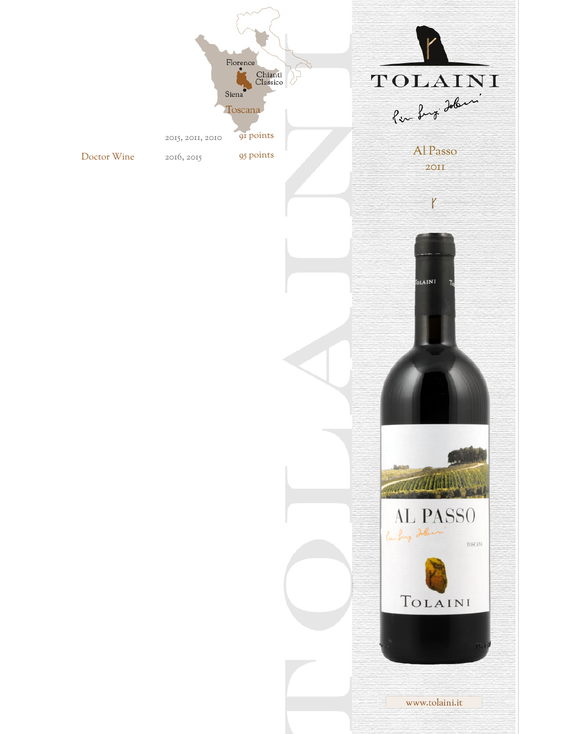Florence

Chianti Classico

Siena

Toscana

| | | |
|---|---|---|
| | 2015, 2011, 2010 | 91 points |
| Doctor Wine | 2016, 2015 | 95 points |

# TOLAINI

## Al Passo

2011

AL PASSO

TOSCANA

TOLAINI

www.tolaini.it